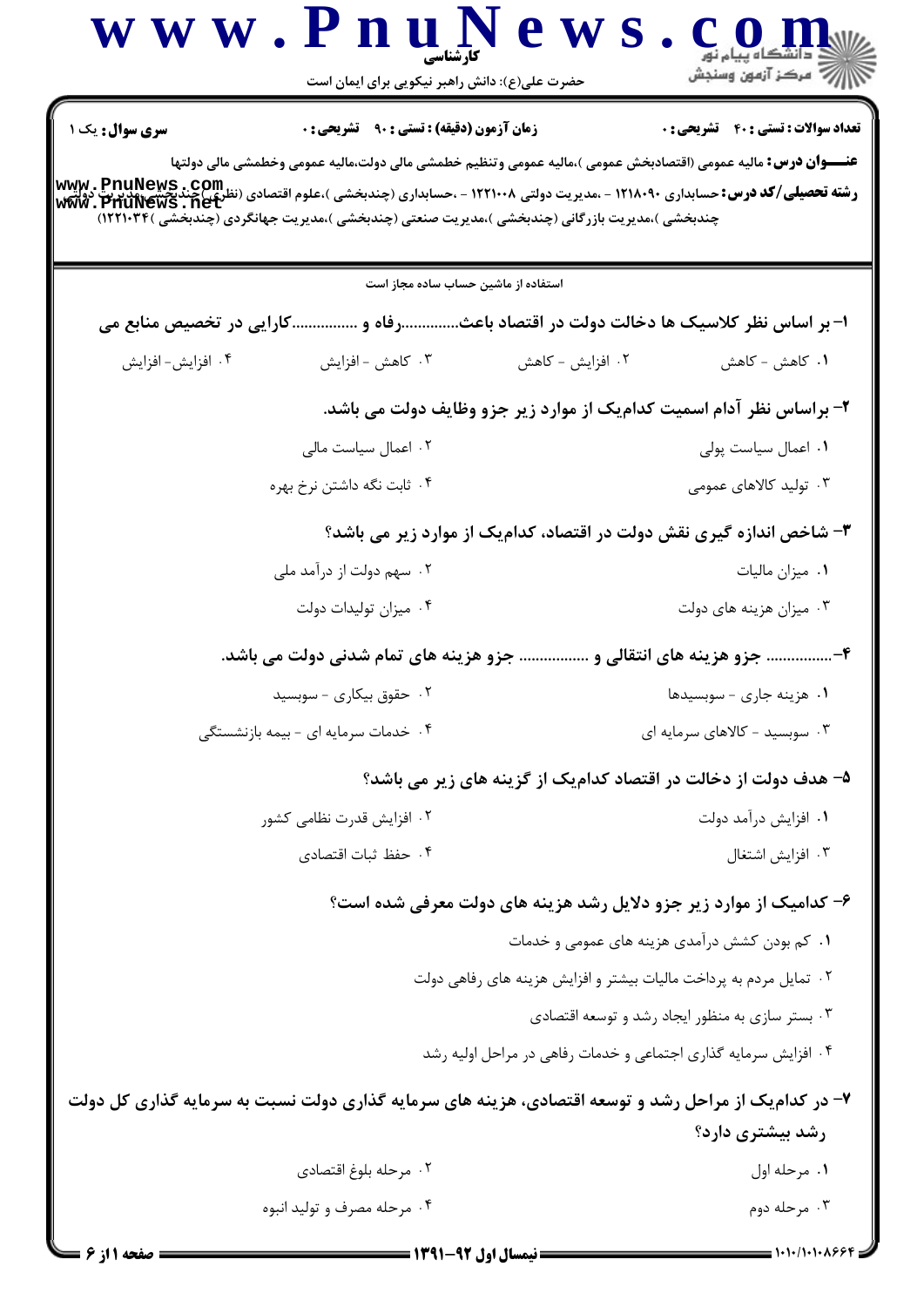کارشناسی

حضرت علی(ع): دانش راهبر نیکویی برای ایمان است

**سری سوال:** یک ۱ | **زمان آزمون (دقیقه) : تستی : ۹۰ تشریحی : ۰** | **تعداد سوالات : تستی : ۴۰ تشریحی : ۰**

**عنـــوان درس:** مالیه عمومی (اقتصادبخش عمومی )،مالیه عمومی وتنظیم خطمشی مالی دولت،مالیه عمومی وخطمشی مالی دولتها

**رشته تحصیلی/کد درس:** حسابداری ۱۲۱۸۰۹۰ - ،مدیریت دولتی ۱۲۲۱۰۰۸ - ،حسابداری (چندبخشی )،علوم اقتصادی (نظری)چندبخشی ،مدیریت دولتی چندبخشی )،مدیریت بازرگانی (چندبخشی )،مدیریت صنعتی (چندبخشی )،مدیریت جهانگردی (چندبخشی )۱۲۲۱۰۳۴)

استفاده از ماشین حساب ساده مجاز است

۱- بر اساس نظر کلاسیک ها دخالت دولت در اقتصاد باعث..............رفاه و ...............کارایی در تخصیص منابع می

۱. کاهش - کاهش
۲. افزایش - کاهش
۳. کاهش - افزایش
۴. افزایش- افزایش

۲- براساس نظر آدام اسمیت کدام‌یک از موارد زیر جزو وظایف دولت می باشد.

۱. اعمال سیاست پولی
۲. اعمال سیاست مالی
۳. تولید کالاهای عمومی
۴. ثابت نگه داشتن نرخ بهره

۳- شاخص اندازه گیری نقش دولت در اقتصاد، کدام‌یک از موارد زیر می باشد؟

۱. میزان مالیات
۲. سهم دولت از درآمد ملی
۳. میزان هزینه های دولت
۴. میزان تولیدات دولت

۴-............... جزو هزینه های انتقالی و ............... جزو هزینه های تمام شدنی دولت می باشد.

۱. هزینه جاری - سوبسیدها
۲. حقوق بیکاری - سوبسید
۳. سوبسید - کالاهای سرمایه ای
۴. خدمات سرمایه ای - بیمه بازنشستگی

۵- هدف دولت از دخالت در اقتصاد کدام‌یک از گزینه های زیر می باشد؟

۱. افزایش درآمد دولت
۲. افزایش قدرت نظامی کشور
۳. افزایش اشتغال
۴. حفظ ثبات اقتصادی

۶- کدامیک از موارد زیر جزو دلایل رشد هزینه های دولت معرفی شده است؟

۱. کم بودن کشش درآمدی هزینه های عمومی و خدمات
۲. تمایل مردم به پرداخت مالیات بیشتر و افزایش هزینه های رفاهی دولت
۳. بستر سازی به منظور ایجاد رشد و توسعه اقتصادی
۴. افزایش سرمایه گذاری اجتماعی و خدمات رفاهی در مراحل اولیه رشد

۷- در کدام‌یک از مراحل رشد و توسعه اقتصادی، هزینه های سرمایه گذاری دولت نسبت به سرمایه گذاری کل دولت رشد بیشتری دارد؟

۱. مرحله اول
۲. مرحله بلوغ اقتصادی
۳. مرحله دوم
۴. مرحله مصرف و تولید انبوه

نیمسال اول ۹۲-۱۳۹۱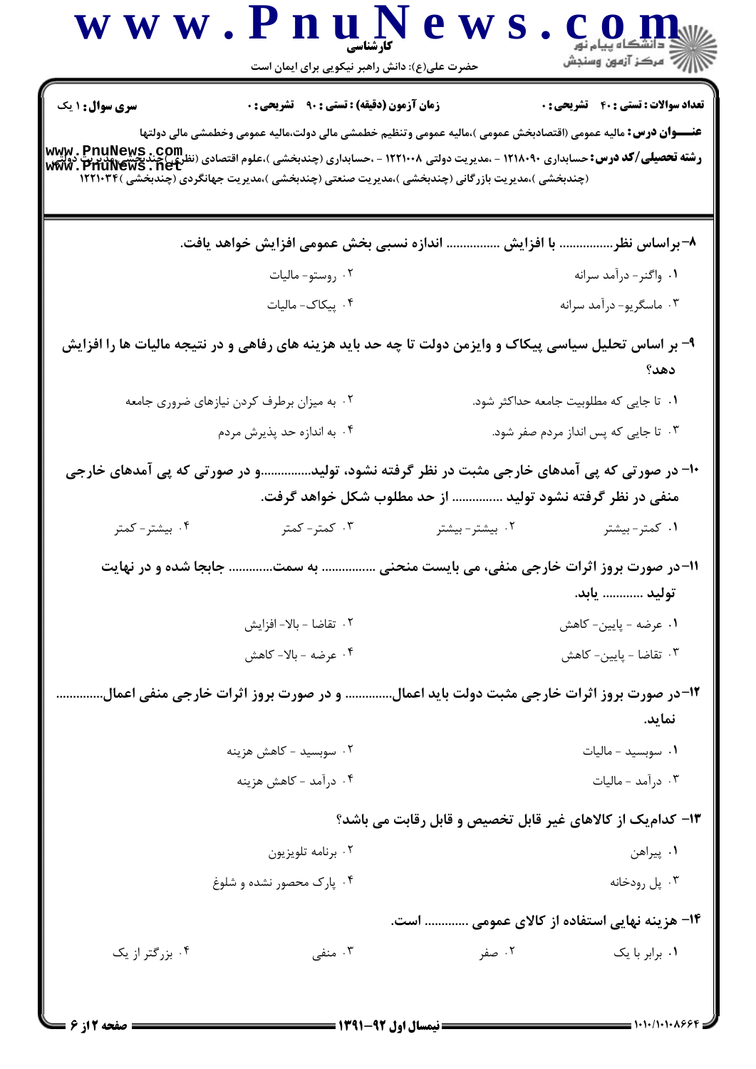**سری سوال:** ۱ یک | **زمان آزمون (دقیقه) : تستی : ۹۰ تشریحی : ۰** | **تعداد سوالات : تستی : ۴۰ تشریحی : ۰**

**عنـــوان درس:** مالیه عمومی (اقتصادبخش عمومی )،مالیه عمومی وتنظیم خطمشی مالی دولت،مالیه عمومی وخطمشی مالی دولتها

**رشته تحصیلی/کد درس:** حسابداری ۱۲۱۸۰۹۰ - ،مدیریت دولتی ۱۲۲۱۰۰۸ - ،حسابداری (چندبخشی )،علوم اقتصادی (نظری )(چندبخشی )،مدیریت دولتی (چندبخشی )،مدیریت بازرگانی (چندبخشی )،مدیریت صنعتی (چندبخشی )،مدیریت جهانگردی (چندبخشی )۱۲۲۱۰۳۴

**۸- براساس نظر................ با افزایش ................ اندازه نسبی بخش عمومی افزایش خواهد یافت.**

۱. واگنر- درآمد سرانه
۲. روستو- مالیات
۳. ماسگریو- درآمد سرانه
۴. پیکاک- مالیات

**۹- بر اساس تحلیل سیاسی پیکاک و وایزمن دولت تا چه حد باید هزینه های رفاهی و در نتیجه مالیات ها را افزایش دهد؟**

۱. تا جایی که مطلوبیت جامعه حداکثر شود.
۲. به میزان برطرف کردن نیازهای ضروری جامعه
۳. تا جایی که پس انداز مردم صفر شود.
۴. به اندازه حد پذیرش مردم

**۱۰- در صورتی که پی آمدهای خارجی مثبت در نظر گرفته نشود، تولید...............و در صورتی که پی آمدهای خارجی منفی در نظر گرفته نشود تولید ............... از حد مطلوب شکل خواهد گرفت.**

۱. کمتر- بیشتر
۲. بیشتر- بیشتر
۳. کمتر- کمتر
۴. بیشتر- کمتر

**۱۱- در صورت بروز اثرات خارجی منفی، می بایست منحنی ................ به سمت............ جابجا شده و در نهایت تولید ............ یابد.**

۱. عرضه - پایین- کاهش
۲. تقاضا - بالا- افزایش
۳. تقاضا - پایین- کاهش
۴. عرضه - بالا- کاهش

**۱۲- در صورت بروز اثرات خارجی مثبت دولت باید اعمال.............. و در صورت بروز اثرات خارجی منفی اعمال.............. نماید.**

۱. سوبسید - مالیات
۲. سوبسید - کاهش هزینه
۳. درآمد - مالیات
۴. درآمد - کاهش هزینه

**۱۳- کدام‌یک از کالاهای غیر قابل تخصیص و قابل رقابت می باشد؟**

۱. پیراهن
۲. برنامه تلویزیون
۳. پل رودخانه
۴. پارک محصور نشده و شلوغ

**۱۴- هزینه نهایی استفاده از کالای عمومی ............ است.**

۱. برابر با یک
۲. صفر
۳. منفی
۴. بزرگتر از یک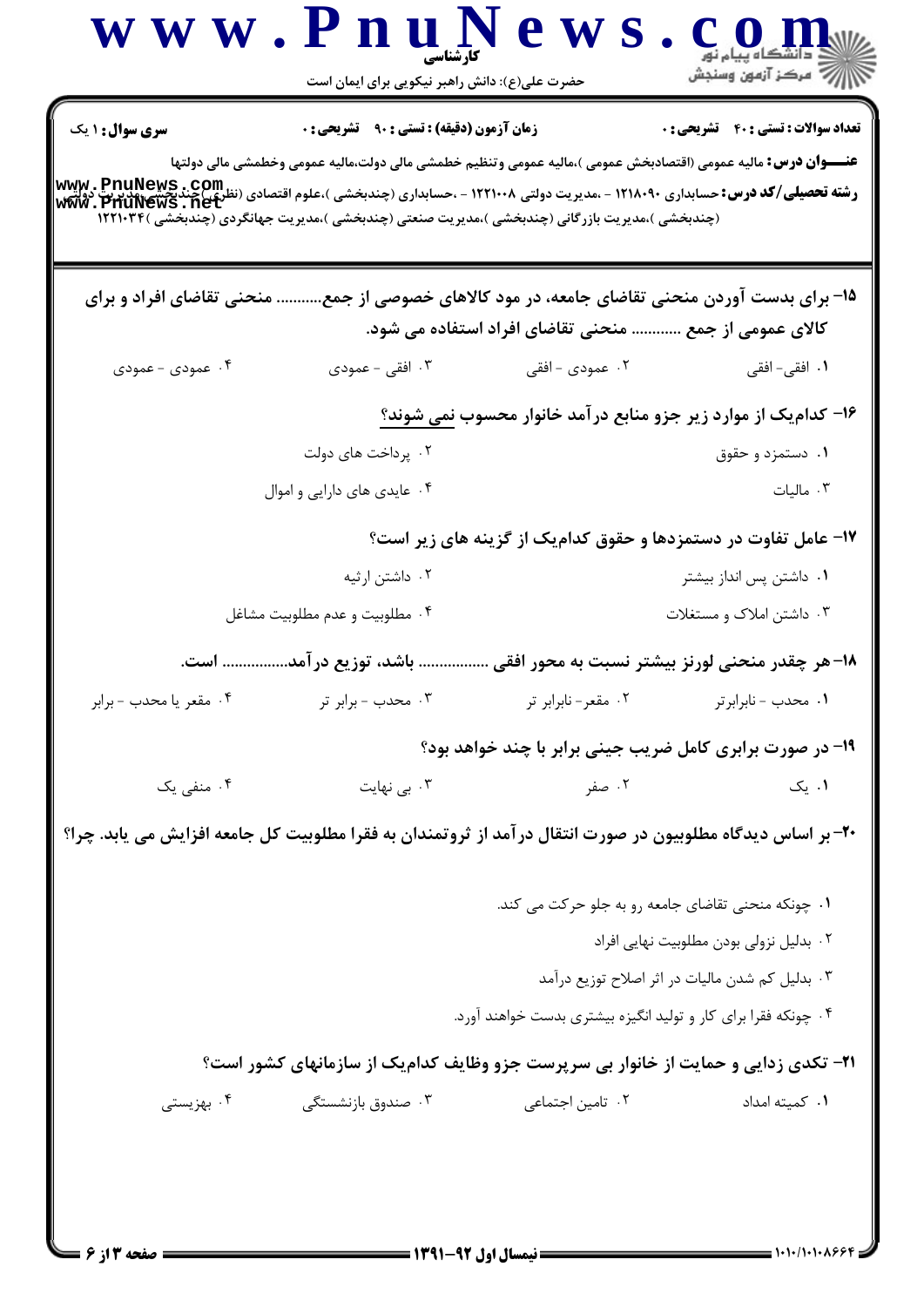**سری سوال:** ۱ یک

**زمان آزمون (دقیقه) : تستی : ۹۰ تشریحی : ۰**

**تعداد سوالات : تستی : ۴۰ تشریحی : ۰**

**عنـــوان درس:** مالیه عمومی (اقتصادبخش عمومی )،مالیه عمومی وتنظیم خطمشی مالی دولت،مالیه عمومی وخطمشی مالی دولتها

**رشته تحصیلی/کد درس:** حسابداری ۱۲۱۸۰۹۰ - ،مدیریت دولتی ۱۲۲۱۰۰۸ - ،حسابداری (چندبخشی )،علوم اقتصادی (نظری)(چندبخشی )،مدیریت دولتی (چندبخشی )،مدیریت بازرگانی (چندبخشی )،مدیریت صنعتی (چندبخشی )،مدیریت جهانگردی (چندبخشی )۱۲۲۱۰۳۴

**۱۵- برای بدست آوردن منحنی تقاضای جامعه، در مود کالاهای خصوصی از جمع........... منحنی تقاضای افراد و برای کالای عمومی از جمع ............ منحنی تقاضای افراد استفاده می شود.**

۱. افقی- افقی
۲. عمودی - افقی
۳. افقی - عمودی
۴. عمودی - عمودی

**۱۶- کدام‌یک از موارد زیر جزو منابع درآمد خانوار محسوب نمی شوند؟**

۱. دستمزد و حقوق
۲. پرداخت های دولت
۳. مالیات
۴. عایدی های دارایی و اموال

**۱۷- عامل تفاوت در دستمزدها و حقوق کدام‌یک از گزینه های زیر است؟**

۱. داشتن پس انداز بیشتر
۲. داشتن ارثیه
۳. داشتن املاک و مستغلات
۴. مطلوبیت و عدم مطلوبیت مشاغل

**۱۸- هر چقدر منحنی لورنز بیشتر نسبت به محور افقی ................ باشد، توزیع درآمد................ است.**

۱. محدب - نابرابرتر
۲. مقعر- نابرابر تر
۳. محدب - برابر تر
۴. مقعر یا محدب - برابر

**۱۹- در صورت برابری کامل ضریب جینی برابر با چند خواهد بود؟**

۱. یک
۲. صفر
۳. بی نهایت
۴. منفی یک

**۲۰- بر اساس دیدگاه مطلوبیون در صورت انتقال درآمد از ثروتمندان به فقرا مطلوبیت کل جامعه افزایش می یابد. چرا؟**

۱. چونکه منحنی تقاضای جامعه رو به جلو حرکت می کند.
۲. بدلیل نزولی بودن مطلوبیت نهایی افراد
۳. بدلیل کم شدن مالیات در اثر اصلاح توزیع درآمد
۴. چونکه فقرا برای کار و تولید انگیزه بیشتری بدست خواهند آورد.

**۲۱- تکدی زدایی و حمایت از خانوار بی سرپرست جزو وظایف کدام‌یک از سازمانهای کشور است؟**

۱. کمیته امداد
۲. تامین اجتماعی
۳. صندوق بازنشستگی
۴. بهزیستی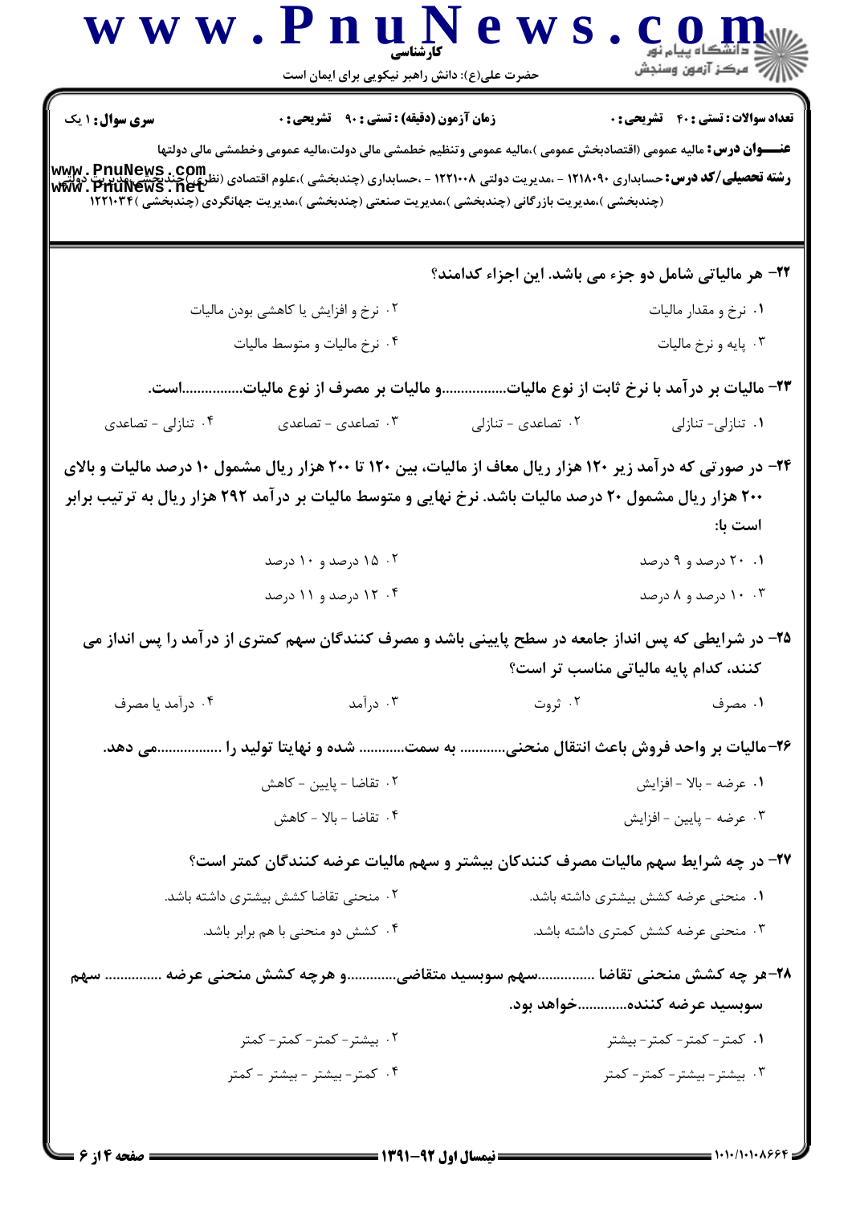**سری سوال:** ۱ یک

**زمان آزمون (دقیقه) : تستی : ۹۰ تشریحی : ۰**

**تعداد سوالات : تستی : ۴۰ تشریحی : ۰**

**عنـــوان درس:** مالیه عمومی (اقتصادبخش عمومی )،مالیه عمومی وتنظیم خطمشی مالی دولت،مالیه عمومی وخطمشی مالی دولتها

**رشته تحصیلی/کد درس:** حسابداری ۱۲۱۸۰۹۰ - ،مدیریت دولتی ۱۲۲۱۰۰۸ - ،حسابداری (چندبخشی )،علوم اقتصادی (نظری)،مدیریت دولتی (چندبخشی )،مدیریت بازرگانی (چندبخشی )،مدیریت صنعتی (چندبخشی )،مدیریت جهانگردی (چندبخشی )۱۲۲۱۰۳۴

**۲۲- هر مالیاتی شامل دو جزء می باشد. این اجزاء کدامند؟**

۱. نرخ و مقدار مالیات

۲. نرخ و افزایش یا کاهشی بودن مالیات

۳. پایه و نرخ مالیات

۴. نرخ مالیات و متوسط مالیات

**۲۳- مالیات بر درآمد با نرخ ثابت از نوع مالیات..................و مالیات بر مصرف از نوع مالیات.................است.**

۱. تنازلی- تنازلی

۲. تصاعدی - تنازلی

۳. تصاعدی - تصاعدی

۴. تنازلی - تصاعدی

**۲۴- در صورتی که درآمد زیر ۱۲۰ هزار ریال معاف از مالیات، بین ۱۲۰ تا ۲۰۰ هزار ریال مشمول ۱۰ درصد مالیات و بالای ۲۰۰ هزار ریال مشمول ۲۰ درصد مالیات باشد. نرخ نهایی و متوسط مالیات بر درآمد ۲۹۲ هزار ریال به ترتیب برابر است با:**

۱. ۲۰ درصد و ۹ درصد

۲. ۱۵ درصد و ۱۰ درصد

۳. ۱۰ درصد و ۸ درصد

۴. ۱۲ درصد و ۱۱ درصد

**۲۵- در شرایطی که پس انداز جامعه در سطح پایینی باشد و مصرف کنندگان سهم کمتری از درآمد را پس انداز می کنند، کدام پایه مالیاتی مناسب تر است؟**

۱. مصرف

۲. ثروت

۳. درآمد

۴. درآمد یا مصرف

**۲۶-مالیات بر واحد فروش باعث انتقال منحنی............ به سمت............ شده و نهایتا تولید را .................می دهد.**

۱. عرضه - بالا - افزایش

۲. تقاضا - پایین - کاهش

۳. عرضه - پایین - افزایش

۴. تقاضا - بالا - کاهش

**۲۷- در چه شرایط سهم مالیات مصرف کنندکان بیشتر و سهم مالیات عرضه کنندگان کمتر است؟**

۱. منحنی عرضه کشش بیشتری داشته باشد.

۲. منحنی تقاضا کشش بیشتری داشته باشد.

۳. منحنی عرضه کشش کمتری داشته باشد.

۴. کشش دو منحنی با هم برابر باشد.

**۲۸-هر چه کشش منحنی تقاضا ...............سهم سوبسید متقاضی.............و هرچه کشش منحنی عرضه .............. سهم سوبسید عرضه کننده............خواهد بود.**

۱. کمتر- کمتر- کمتر- بیشتر

۲. بیشتر- کمتر- کمتر- کمتر

۳. بیشتر- بیشتر- کمتر- کمتر

۴. کمتر- بیشتر - بیشتر - کمتر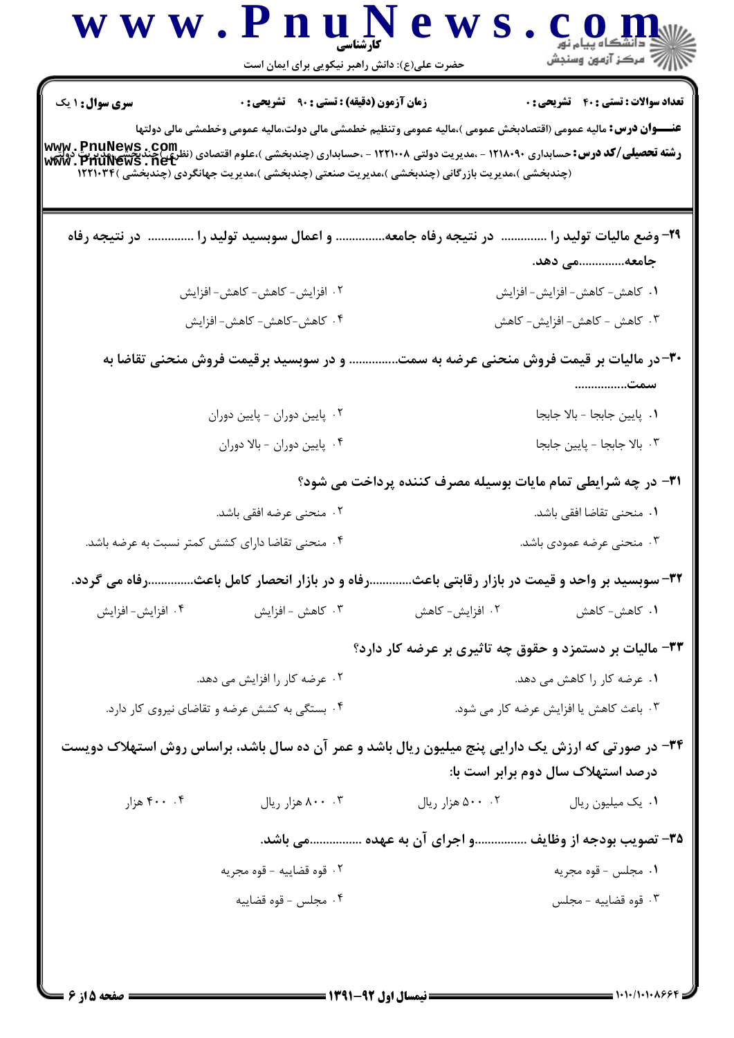**سری سوال:** ۱ یک

**زمان آزمون (دقیقه) : تستی : ۹۰ تشریحی : ۰**

**تعداد سوالات : تستی : ۴۰ تشریحی : ۰**

**عنـــوان درس:** مالیه عمومی (اقتصادبخش عمومی )،مالیه عمومی وتنظیم خطمشی مالی دولت،مالیه عمومی وخطمشی مالی دولتها

**رشته تحصیلی/کد درس:** حسابداری ۱۲۱۸۰۹۰ - ،مدیریت دولتی ۱۲۲۱۰۰۸ - ،حسابداری (چندبخشی )،علوم اقتصادی (نظری )(چندبخشی ،مدیریت دولتی (چندبخشی )،مدیریت بازرگانی (چندبخشی )،مدیریت صنعتی (چندبخشی )،مدیریت جهانگردی (چندبخشی )۱۲۲۱۰۳۴

۲۹- وضع مالیات تولید را .............. در نتیجه رفاه جامعه............... و اعمال سوبسید تولید را .............. در نتیجه رفاه جامعه..............می دهد.

۱. کاهش- کاهش- افزایش- افزایش

۲. افزایش- کاهش- کاهش- افزایش

۳. کاهش - کاهش- افزایش- کاهش

۴. کاهش-کاهش- کاهش- افزایش

۳۰-در مالیات بر قیمت فروش منحنی عرضه به سمت............... و در سوبسید برقیمت فروش منحنی تقاضا به سمت................

۱. پایین جابجا - بالا جابجا

۲. پایین دوران - پایین دوران

۳. بالا جابجا - پایین جابجا

۴. پایین دوران - بالا دوران

۳۱- در چه شرایطی تمام مایات بوسیله مصرف کننده پرداخت می شود؟

۱. منحنی تقاضا افقی باشد.

۲. منحنی عرضه افقی باشد.

۳. منحنی عرضه عمودی باشد.

۴. منحنی تقاضا دارای کشش کمتر نسبت به عرضه باشد.

۳۲- سوبسید بر واحد و قیمت در بازار رقابتی باعث.............رفاه و در بازار انحصار کامل باعث..............رفاه می گردد.

۱. کاهش- کاهش

۲. افزایش- کاهش

۳. کاهش - افزایش

۴. افزایش- افزایش

۳۳- مالیات بر دستمزد و حقوق چه تاثیری بر عرضه کار دارد؟

۱. عرضه کار را کاهش می دهد.

۲. عرضه کار را افزایش می دهد.

۳. باعث کاهش یا افزایش عرضه کار می شود.

۴. بستگی به کشش عرضه و تقاضای نیروی کار دارد.

۳۴- در صورتی که ارزش یک دارایی پنج میلیون ریال باشد و عمر آن ده سال باشد، براساس روش استهلاک دویست درصد استهلاک سال دوم برابر است با:

۱. یک میلیون ریال

۲. ۵۰۰ هزار ریال

۳. ۸۰۰ هزار ریال

۴. ۴۰۰ هزار

۳۵- تصویب بودجه از وظایف ................و اجرای آن به عهده .................می باشد.

۱. مجلس - قوه مجریه

۲. قوه قضاییه - قوه مجریه

۳. قوه قضاییه - مجلس

۴. مجلس - قوه قضاییه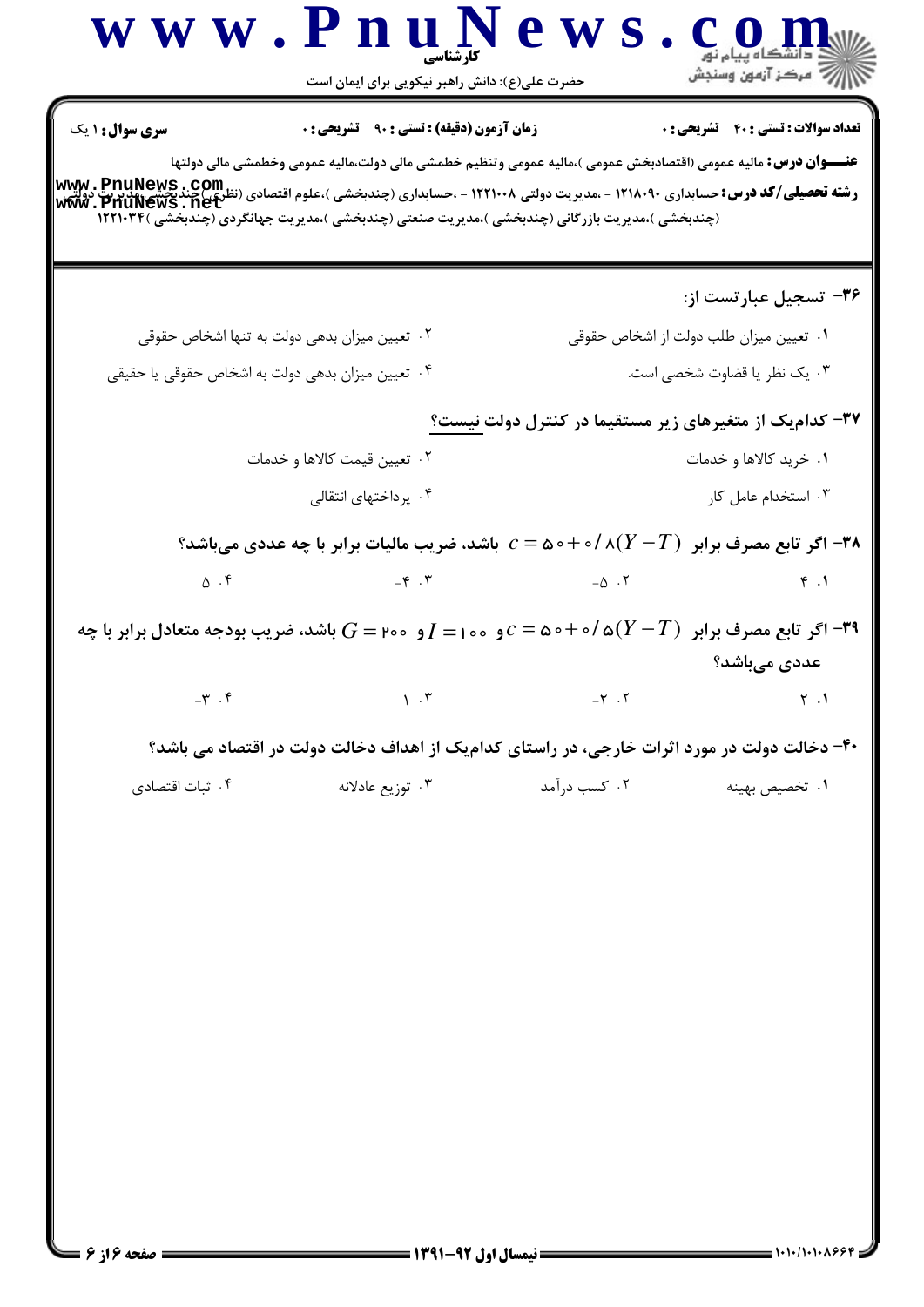**سری سوال:** ۱ یک

**زمان آزمون (دقیقه) : تستی : ۹۰ تشریحی : ۰**

**تعداد سوالات : تستی : ۴۰ تشریحی : ۰**

**عنـــوان درس:** مالیه عمومی (اقتصادبخش عمومی )،مالیه عمومی وتنظیم خطمشی مالی دولت،مالیه عمومی وخطمشی مالی دولتها

**رشته تحصیلی/کد درس:** حسابداری ۱۲۱۸۰۹۰ - ،مدیریت دولتی ۱۲۲۱۰۰۸ - ،حسابداری (چندبخشی )،علوم اقتصادی (نظری )(چندبخشی )،مدیریت دولتی (چندبخشی )،مدیریت بازرگانی (چندبخشی )،مدیریت صنعتی (چندبخشی )،مدیریت جهانگردی (چندبخشی )۱۲۲۱۰۳۴

**۳۶- تسجیل عبارتست از:**

۱. تعیین میزان طلب دولت از اشخاص حقوقی

۲. تعیین میزان بدهی دولت به تنها اشخاص حقوقی

۳. یک نظر یا قضاوت شخصی است.

۴. تعیین میزان بدهی دولت به اشخاص حقوقی یا حقیقی

**۳۷- کدام‌یک از متغیرهای زیر مستقیما در کنترل دولت نیست؟**

۱. خرید کالاها و خدمات

۲. تعیین قیمت کالاها و خدمات

۳. استخدام عامل کار

۴. پرداختهای انتقالی

**۳۸- اگر تابع مصرف برابر $c = 50 + 0/8(Y - T)$ باشد، ضریب مالیات برابر با چه عددی می‌باشد؟**

۱. ۴

۲. ۵-

۳. ۴-

۴. ۵

**۳۹- اگر تابع مصرف برابر $c = 50 + 0/5(Y - T)$ و $I = 100$ و $G = 200$ باشد، ضریب بودجه متعادل برابر با چه عددی می‌باشد؟**

۱. ۲

۲. ۲-

۳. ۱

۴. ۳-

**۴۰- دخالت دولت در مورد اثرات خارجی، در راستای کدام‌یک از اهداف دخالت دولت در اقتصاد می باشد؟**

۱. تخصیص بهینه

۲. کسب درآمد

۳. توزیع عادلانه

۴. ثبات اقتصادی